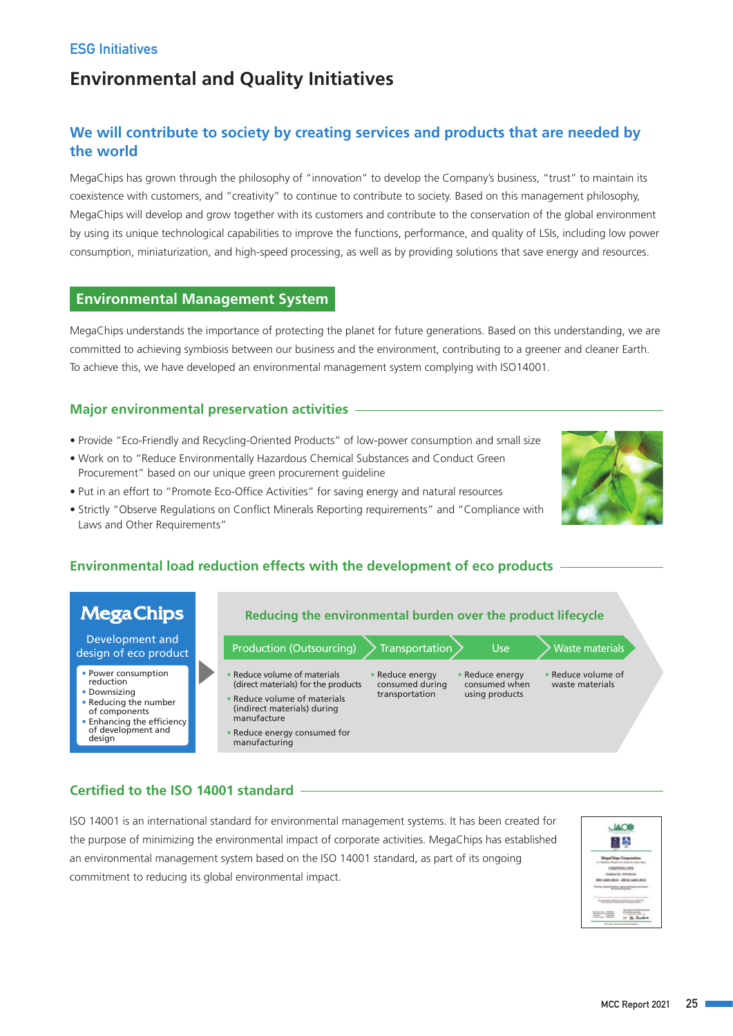ESG Initiatives

# Environmental and Quality Initiatives

## We will contribute to society by creating services and products that are needed by the world

MegaChips has grown through the philosophy of "innovation" to develop the Company's business, "trust" to maintain its coexistence with customers, and "creativity" to continue to contribute to society. Based on this management philosophy, MegaChips will develop and grow together with its customers and contribute to the conservation of the global environment by using its unique technological capabilities to improve the functions, performance, and quality of LSIs, including low power consumption, miniaturization, and high-speed processing, as well as by providing solutions that save energy and resources.

## Environmental Management System

MegaChips understands the importance of protecting the planet for future generations. Based on this understanding, we are committed to achieving symbiosis between our business and the environment, contributing to a greener and cleaner Earth. To achieve this, we have developed an environmental management system complying with ISO14001.

### Major environmental preservation activities

- Provide "Eco-Friendly and Recycling-Oriented Products" of low-power consumption and small size
- Work on to "Reduce Environmentally Hazardous Chemical Substances and Conduct Green Procurement" based on our unique green procurement guideline
- Put in an effort to "Promote Eco-Office Activities" for saving energy and natural resources
- Strictly "Observe Regulations on Conflict Minerals Reporting requirements" and "Compliance with Laws and Other Requirements"

### Environmental load reduction effects with the development of eco products

**MegaChips**

Development and design of eco product

- Power consumption reduction
- Downsizing
- Reducing the number of components
- Enhancing the efficiency of development and design

**Reducing the environmental burden over the product lifecycle**

| Production (Outsourcing) | Transportation | Use | Waste materials |
|---|---|---|---|
| • Reduce volume of materials (direct materials) for the products<br>• Reduce volume of materials (indirect materials) during manufacture<br>• Reduce energy consumed for manufacturing | • Reduce energy consumed during transportation | • Reduce energy consumed when using products | • Reduce volume of waste materials |

### Certified to the ISO 14001 standard

ISO 14001 is an international standard for environmental management systems. It has been created for the purpose of minimizing the environmental impact of corporate activities. MegaChips has established an environmental management system based on the ISO 14001 standard, as part of its ongoing commitment to reducing its global environmental impact.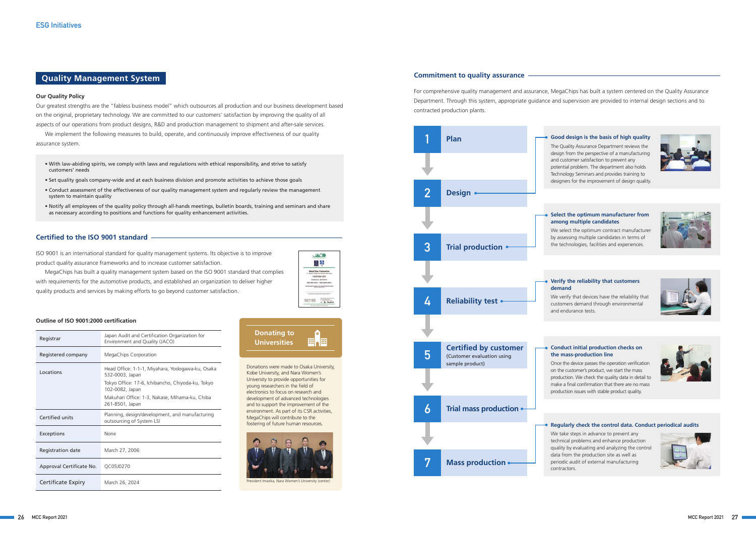ESG Initiatives

## Quality Management System

### Our Quality Policy

Our greatest strengths are the "fabless business model" which outsources all production and our business development based on the original, proprietary technology. We are committed to our customers' satisfaction by improving the quality of all aspects of our operations from product designs, R&D and production management to shipment and after-sale services.

We implement the following measures to build, operate, and continuously improve effectiveness of our quality assurance system.

- With law-abiding spirits, we comply with laws and regulations with ethical responsibility, and strive to satisfy customers' needs
- Set quality goals company-wide and at each business division and promote activities to achieve those goals
- Conduct assessment of the effectiveness of our quality management system and regularly review the management system to maintain quality
- Notify all employees of the quality policy through all-hands meetings, bulletin boards, training and seminars and share as necessary according to positions and functions for quality enhancement activities.

### Certified to the ISO 9001 standard

ISO 9001 is an international standard for quality management systems. Its objective is to improve product quality assurance frameworks and to increase customer satisfaction.

MegaChips has built a quality management system based on the ISO 9001 standard that complies with requirements for the automotive products, and established an organization to deliver higher quality products and services by making efforts to go beyond customer satisfaction.

#### Outline of ISO 9001:2000 certification

| | |
|---|---|
| Registrar | Japan Audit and Certification Organization for Environment and Quality (JACO) |
| Registered company | MegaChips Corporation |
| Locations | Head Office: 1-1-1, Miyahara, Yodogawa-ku, Osaka 532-0003, Japan<br>Tokyo Office: 17-6, Ichibancho, Chiyoda-ku, Tokyo 102-0082, Japan<br>Makuhari Office: 1-3, Nakase, Mihama-ku, Chiba 261-8501, Japan |
| Certified units | Planning, design/development, and manufacturing outsourcing of System LSI |
| Exceptions | None |
| Registration date | March 27, 2006 |
| Approval Certificate No. | QC05J0270 |
| Certificate Expiry | March 26, 2024 |

#### Donating to Universities

Donations were made to Osaka University, Kobe University, and Nara Women's University to provide opportunities for young researchers in the field of electronics to focus on research and development of advanced technologies and to support the improvement of the environment. As part of its CSR activities, MegaChips will contribute to the fostering of future human resources.

President Imaoka, Nara Women's University (center)

### Commitment to quality assurance

For comprehensive quality management and assurance, MegaChips has built a system centered on the Quality Assurance Department. Through this system, appropriate guidance and supervision are provided to internal design sections and to contracted production plants.

1. Plan
2. Design
   - **Good design is the basis of high quality**
     The Quality Assurance Department reviews the design from the perspective of a manufacturing and customer satisfaction to prevent any potential problem. The department also holds Technology Seminars and provides training to designers for the improvement of design quality.
3. Trial production
   - **Select the optimum manufacturer from among multiple candidates**
     We select the optimum contract manufacturer by assessing multiple candidates in terms of the technologies, facilities and experiences.
4. Reliability test
   - **Verify the reliability that customers demand**
     We verify that devices have the reliability that customers demand through environmental and endurance tests.
5. Certified by customer (Customer evaluation using sample product)
6. Trial mass production
   - **Conduct initial production checks on the mass-production line**
     Once the device passes the operation verification on the customer's product, we start the mass production. We check the quality data in detail to make a final confirmation that there are no mass production issues with stable product quality.
7. Mass production
   - **Regularly check the control data. Conduct periodical audits**
     We take steps in advance to prevent any technical problems and enhance production quality by evaluating and analyzing the control data from the production site as well as periodic audit of external manufacturing contractors.